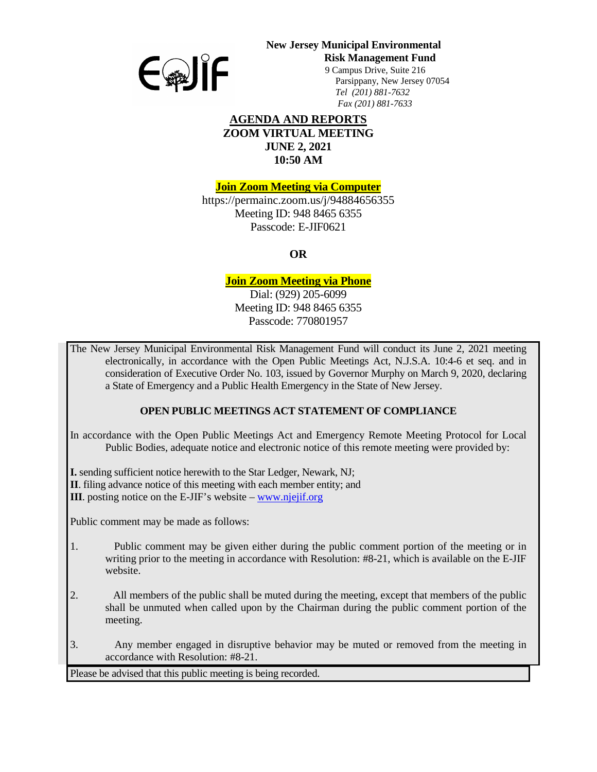**New Jersey Municipal Environmental Risk Management Fund**
9 Campus Drive, Suite 216
Parsippany, New Jersey 07054
*Tel (201) 881-7632*
*Fax (201) 881-7633*

# AGENDA AND REPORTS
## ZOOM VIRTUAL MEETING
## JUNE 2, 2021
## 10:50 AM

**Join Zoom Meeting via Computer**

https://permainc.zoom.us/j/94884656355
Meeting ID: 948 8465 6355
Passcode: E-JIF0621

**OR**

**Join Zoom Meeting via Phone**

Dial: (929) 205-6099
Meeting ID: 948 8465 6355
Passcode: 770801957

The New Jersey Municipal Environmental Risk Management Fund will conduct its June 2, 2021 meeting electronically, in accordance with the Open Public Meetings Act, N.J.S.A. 10:4-6 et seq. and in consideration of Executive Order No. 103, issued by Governor Murphy on March 9, 2020, declaring a State of Emergency and a Public Health Emergency in the State of New Jersey.

**OPEN PUBLIC MEETINGS ACT STATEMENT OF COMPLIANCE**

In accordance with the Open Public Meetings Act and Emergency Remote Meeting Protocol for Local Public Bodies, adequate notice and electronic notice of this remote meeting were provided by:

**I.** sending sufficient notice herewith to the Star Ledger, Newark, NJ;
**II**. filing advance notice of this meeting with each member entity; and
**III**. posting notice on the E-JIF's website – www.njejif.org

Public comment may be made as follows:

1. Public comment may be given either during the public comment portion of the meeting or in writing prior to the meeting in accordance with Resolution: #8-21, which is available on the E-JIF website.

2. All members of the public shall be muted during the meeting, except that members of the public shall be unmuted when called upon by the Chairman during the public comment portion of the meeting.

3. Any member engaged in disruptive behavior may be muted or removed from the meeting in accordance with Resolution: #8-21.

Please be advised that this public meeting is being recorded.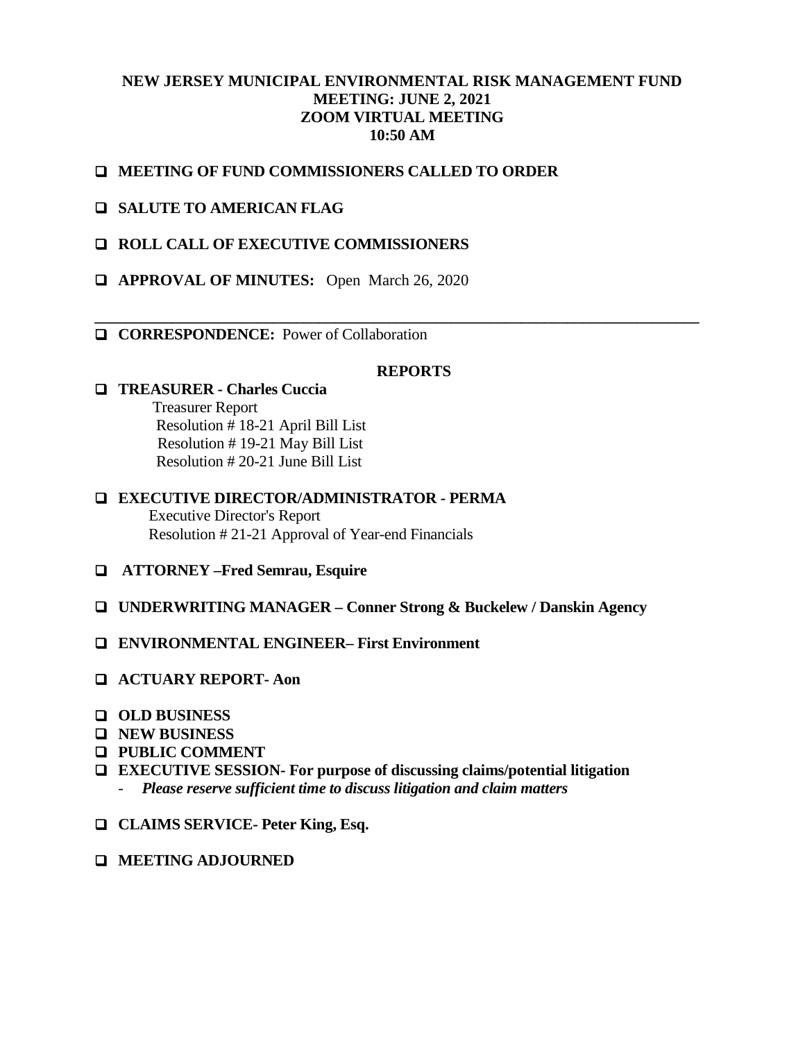**NEW JERSEY MUNICIPAL ENVIRONMENTAL RISK MANAGEMENT FUND**
**MEETING: JUNE 2, 2021**
**ZOOM VIRTUAL MEETING**
**10:50 AM**

- ❑ **MEETING OF FUND COMMISSIONERS CALLED TO ORDER**
- ❑ **SALUTE TO AMERICAN FLAG**
- ❑ **ROLL CALL OF EXECUTIVE COMMISSIONERS**
- ❑ **APPROVAL OF MINUTES:** Open March 26, 2020

---

- ❑ **CORRESPONDENCE:** Power of Collaboration

**REPORTS**

- ❑ **TREASURER - Charles Cuccia**
  - Treasurer Report
  - Resolution # 18-21 April Bill List
  - Resolution # 19-21 May Bill List
  - Resolution # 20-21 June Bill List

- ❑ **EXECUTIVE DIRECTOR/ADMINISTRATOR - PERMA**
  - Executive Director's Report
  - Resolution # 21-21 Approval of Year-end Financials

- ❑ **ATTORNEY –Fred Semrau, Esquire**
- ❑ **UNDERWRITING MANAGER – Conner Strong & Buckelew / Danskin Agency**
- ❑ **ENVIRONMENTAL ENGINEER– First Environment**
- ❑ **ACTUARY REPORT- Aon**
- ❑ **OLD BUSINESS**
- ❑ **NEW BUSINESS**
- ❑ **PUBLIC COMMENT**
- ❑ **EXECUTIVE SESSION- For purpose of discussing claims/potential litigation**
  - ***Please reserve sufficient time to discuss litigation and claim matters***
- ❑ **CLAIMS SERVICE- Peter King, Esq.**
- ❑ **MEETING ADJOURNED**